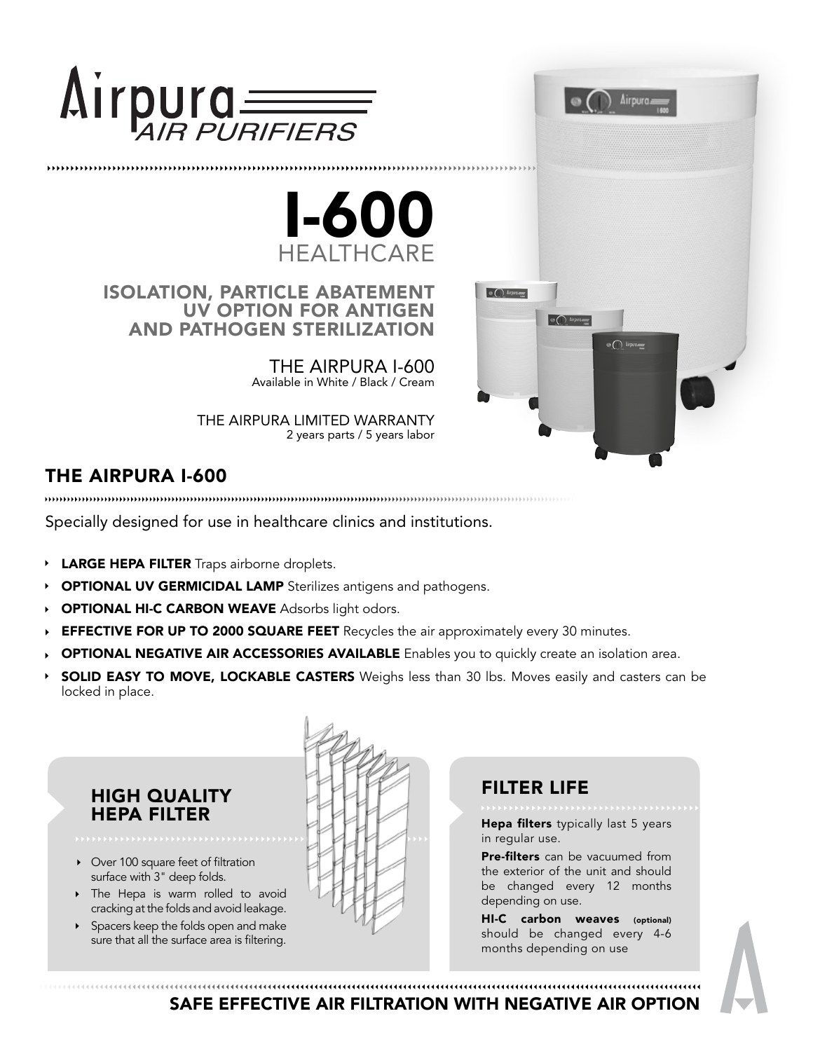# Airpura AIR PURIFIERS

# I-600
## HEALTHCARE

### ISOLATION, PARTICLE ABATEMENT UV OPTION FOR ANTIGEN AND PATHOGEN STERILIZATION

THE AIRPURA I-600
Available in White / Black / Cream

THE AIRPURA LIMITED WARRANTY
2 years parts / 5 years labor

## THE AIRPURA I-600

Specially designed for use in healthcare clinics and institutions.

- **LARGE HEPA FILTER** Traps airborne droplets.
- **OPTIONAL UV GERMICIDAL LAMP** Sterilizes antigens and pathogens.
- **OPTIONAL HI-C CARBON WEAVE** Adsorbs light odors.
- **EFFECTIVE FOR UP TO 2000 SQUARE FEET** Recycles the air approximately every 30 minutes.
- **OPTIONAL NEGATIVE AIR ACCESSORIES AVAILABLE** Enables you to quickly create an isolation area.
- **SOLID EASY TO MOVE, LOCKABLE CASTERS** Weighs less than 30 lbs. Moves easily and casters can be locked in place.

## HIGH QUALITY HEPA FILTER

- Over 100 square feet of filtration surface with 3" deep folds.
- The Hepa is warm rolled to avoid cracking at the folds and avoid leakage.
- Spacers keep the folds open and make sure that all the surface area is filtering.

## FILTER LIFE

**Hepa filters** typically last 5 years in regular use.

**Pre-filters** can be vacuumed from the exterior of the unit and should be changed every 12 months depending on use.

**HI-C carbon weaves** (optional) should be changed every 4-6 months depending on use

## SAFE EFFECTIVE AIR FILTRATION WITH NEGATIVE AIR OPTION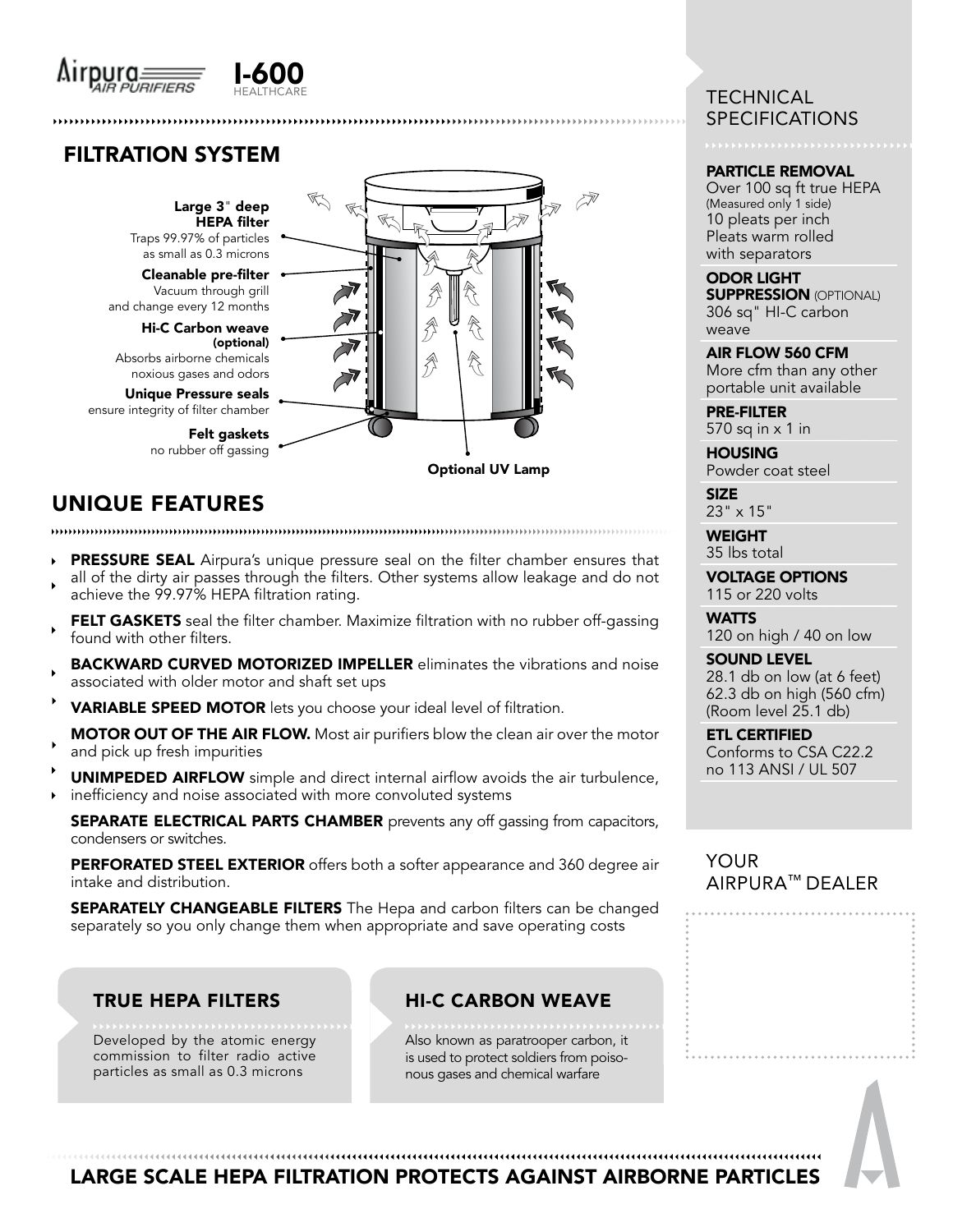Airpura AIR PURIFIERS

# I-600
HEALTHCARE

## FILTRATION SYSTEM

**Large 3" deep HEPA filter**
Traps 99.97% of particles as small as 0.3 microns

**Cleanable pre-filter**
Vacuum through grill and change every 12 months

**Hi-C Carbon weave (optional)**
Absorbs airborne chemicals noxious gases and odors

**Unique Pressure seals**
ensure integrity of filter chamber

**Felt gaskets**
no rubber off gassing

**Optional UV Lamp**

## UNIQUE FEATURES

- **PRESSURE SEAL** Airpura's unique pressure seal on the filter chamber ensures that all of the dirty air passes through the filters. Other systems allow leakage and do not achieve the 99.97% HEPA filtration rating.
- **FELT GASKETS** seal the filter chamber. Maximize filtration with no rubber off-gassing found with other filters.
- **BACKWARD CURVED MOTORIZED IMPELLER** eliminates the vibrations and noise associated with older motor and shaft set ups
- **VARIABLE SPEED MOTOR** lets you choose your ideal level of filtration.
- **MOTOR OUT OF THE AIR FLOW.** Most air purifiers blow the clean air over the motor and pick up fresh impurities
- **UNIMPEDED AIRFLOW** simple and direct internal airflow avoids the air turbulence, inefficiency and noise associated with more convoluted systems
- **SEPARATE ELECTRICAL PARTS CHAMBER** prevents any off gassing from capacitors, condensers or switches.
- **PERFORATED STEEL EXTERIOR** offers both a softer appearance and 360 degree air intake and distribution.
- **SEPARATELY CHANGEABLE FILTERS** The Hepa and carbon filters can be changed separately so you only change them when appropriate and save operating costs

### TRUE HEPA FILTERS

Developed by the atomic energy commission to filter radio active particles as small as 0.3 microns

### HI-C CARBON WEAVE

Also known as paratrooper carbon, it is used to protect soldiers from poisonous gases and chemical warfare

## TECHNICAL SPECIFICATIONS

**PARTICLE REMOVAL**
Over 100 sq ft true HEPA
(Measured only 1 side)
10 pleats per inch
Pleats warm rolled with separators

**ODOR LIGHT SUPPRESSION** (OPTIONAL)
306 sq" HI-C carbon weave

**AIR FLOW 560 CFM**
More cfm than any other portable unit available

**PRE-FILTER**
570 sq in x 1 in

**HOUSING**
Powder coat steel

**SIZE**
23" x 15"

**WEIGHT**
35 lbs total

**VOLTAGE OPTIONS**
115 or 220 volts

**WATTS**
120 on high / 40 on low

**SOUND LEVEL**
28.1 db on low (at 6 feet)
62.3 db on high (560 cfm)
(Room level 25.1 db)

**ETL CERTIFIED**
Conforms to CSA C22.2 no 113 ANSI / UL 507

YOUR AIRPURA™ DEALER

## LARGE SCALE HEPA FILTRATION PROTECTS AGAINST AIRBORNE PARTICLES